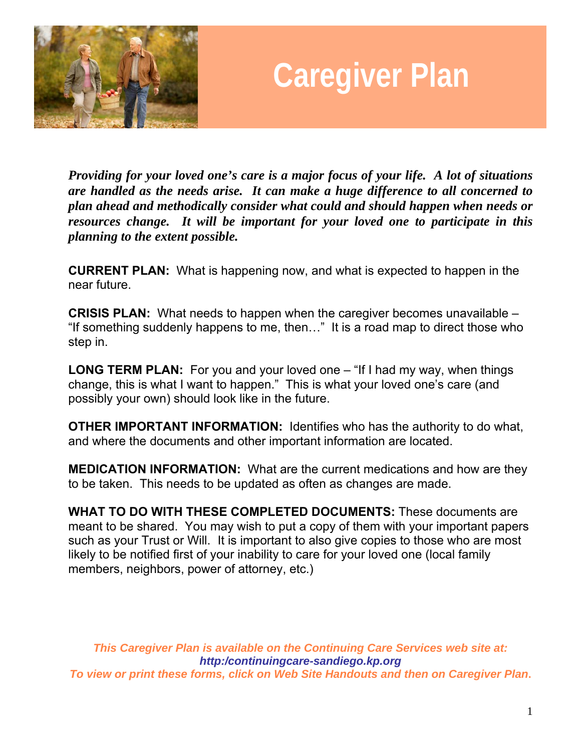# Caregiver Plan

***Providing for your loved one's care is a major focus of your life. A lot of situations are handled as the needs arise. It can make a huge difference to all concerned to plan ahead and methodically consider what could and should happen when needs or resources change. It will be important for your loved one to participate in this planning to the extent possible.***

**CURRENT PLAN:** What is happening now, and what is expected to happen in the near future.

**CRISIS PLAN:** What needs to happen when the caregiver becomes unavailable – "If something suddenly happens to me, then…" It is a road map to direct those who step in.

**LONG TERM PLAN:** For you and your loved one – "If I had my way, when things change, this is what I want to happen." This is what your loved one's care (and possibly your own) should look like in the future.

**OTHER IMPORTANT INFORMATION:** Identifies who has the authority to do what, and where the documents and other important information are located.

**MEDICATION INFORMATION:** What are the current medications and how are they to be taken. This needs to be updated as often as changes are made.

**WHAT TO DO WITH THESE COMPLETED DOCUMENTS:** These documents are meant to be shared. You may wish to put a copy of them with your important papers such as your Trust or Will. It is important to also give copies to those who are most likely to be notified first of your inability to care for your loved one (local family members, neighbors, power of attorney, etc.)

***This Caregiver Plan is available on the Continuing Care Services web site at:***
***http:/continuingcare-sandiego.kp.org***
***To view or print these forms, click on Web Site Handouts and then on Caregiver Plan.***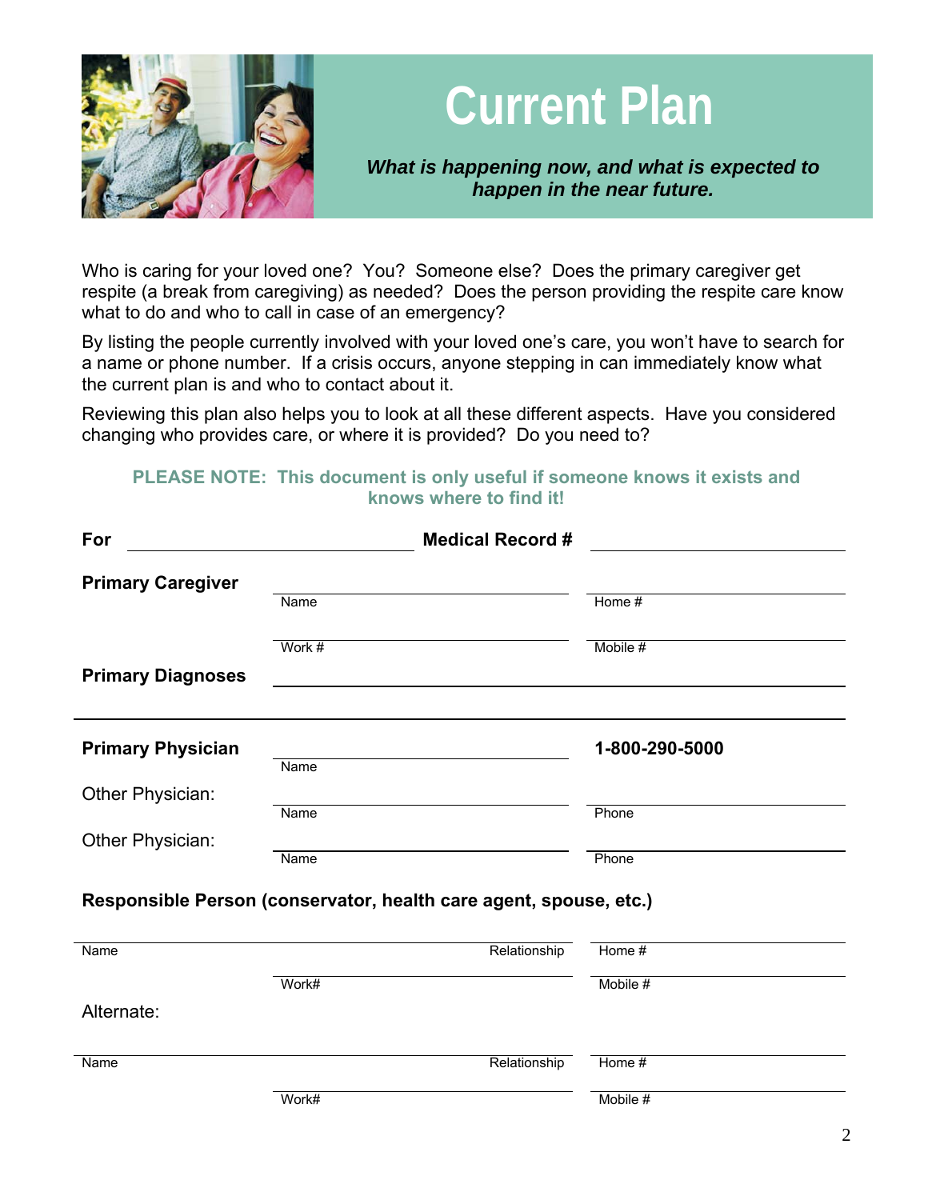# Current Plan

***What is happening now, and what is expected to happen in the near future.***

Who is caring for your loved one? You? Someone else? Does the primary caregiver get respite (a break from caregiving) as needed? Does the person providing the respite care know what to do and who to call in case of an emergency?

By listing the people currently involved with your loved one's care, you won't have to search for a name or phone number. If a crisis occurs, anyone stepping in can immediately know what the current plan is and who to contact about it.

Reviewing this plan also helps you to look at all these different aspects. Have you considered changing who provides care, or where it is provided? Do you need to?

**PLEASE NOTE: This document is only useful if someone knows it exists and knows where to find it!**

**For** ______________________ **Medical Record #** ______________________

**Primary Caregiver**

Name ______________________ Home # ______________________

Work # ______________________ Mobile # ______________________

**Primary Diagnoses** ______________________

**Primary Physician** ______________________ **1-800-290-5000**

Name

Other Physician: ______________________ ______________________

Name Phone

Other Physician: ______________________ ______________________

Name Phone

**Responsible Person (conservator, health care agent, spouse, etc.)**

Name ______________________ Relationship ______________________ Home # ______________________

Work# ______________________ Mobile # ______________________

Alternate:

Name ______________________ Relationship ______________________ Home # ______________________

Work# ______________________ Mobile # ______________________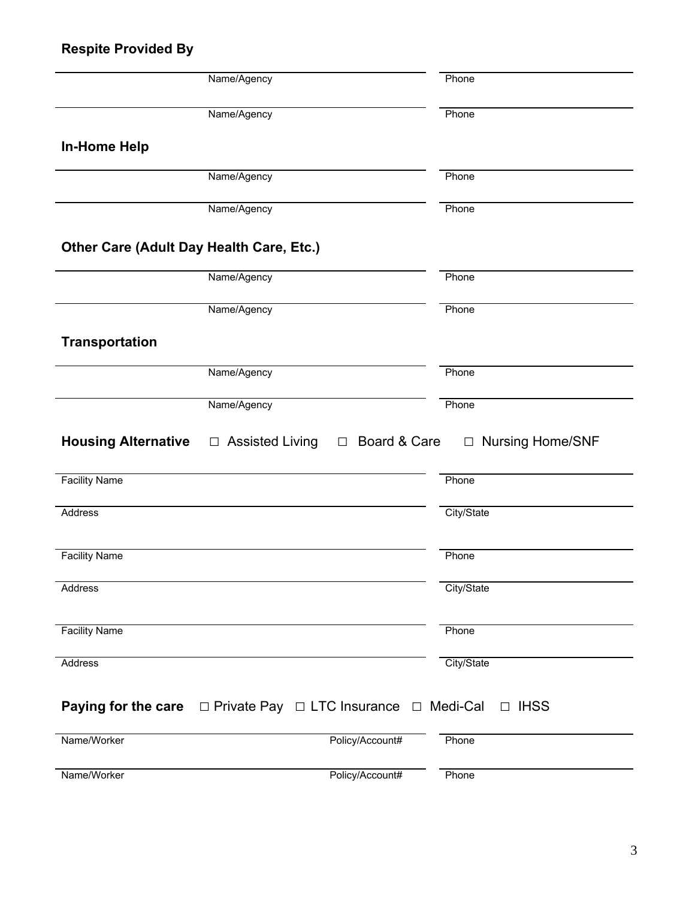**Respite Provided By**

| Name/Agency | Phone |
|---|---|
| | |

| Name/Agency | Phone |
|---|---|
| | |

**In-Home Help**

| Name/Agency | Phone |
|---|---|
| | |

| Name/Agency | Phone |
|---|---|
| | |

**Other Care (Adult Day Health Care, Etc.)**

| Name/Agency | Phone |
|---|---|
| | |

| Name/Agency | Phone |
|---|---|
| | |

**Transportation**

| Name/Agency | Phone |
|---|---|
| | |

| Name/Agency | Phone |
|---|---|
| | |

**Housing Alternative** □ Assisted Living □ Board & Care □ Nursing Home/SNF

| Facility Name | Phone |
|---|---|
| Address | City/State |

| Facility Name | Phone |
|---|---|
| Address | City/State |

| Facility Name | Phone |
|---|---|
| Address | City/State |

**Paying for the care** □ Private Pay □ LTC Insurance □ Medi-Cal □ IHSS

| Name/Worker | Policy/Account# | Phone |
|---|---|---|
| | | |

| Name/Worker | Policy/Account# | Phone |
|---|---|---|
| | | |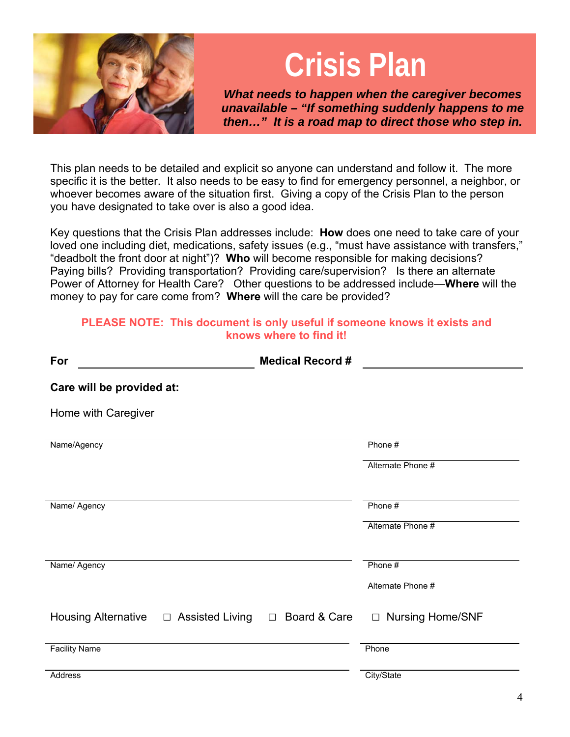# Crisis Plan

***What needs to happen when the caregiver becomes unavailable – "If something suddenly happens to me then…" It is a road map to direct those who step in.***

This plan needs to be detailed and explicit so anyone can understand and follow it. The more specific it is the better. It also needs to be easy to find for emergency personnel, a neighbor, or whoever becomes aware of the situation first. Giving a copy of the Crisis Plan to the person you have designated to take over is also a good idea.

Key questions that the Crisis Plan addresses include: **How** does one need to take care of your loved one including diet, medications, safety issues (e.g., "must have assistance with transfers," "deadbolt the front door at night")? **Who** will become responsible for making decisions? Paying bills? Providing transportation? Providing care/supervision? Is there an alternate Power of Attorney for Health Care? Other questions to be addressed include—**Where** will the money to pay for care come from? **Where** will the care be provided?

**PLEASE NOTE: This document is only useful if someone knows it exists and knows where to find it!**

**For** ______________________ **Medical Record #** ______________________

**Care will be provided at:**

Home with Caregiver

Name/Agency ______________________ Phone # ______________________

Alternate Phone # ______________________

Name/ Agency ______________________ Phone # ______________________

Alternate Phone # ______________________

Name/ Agency ______________________ Phone # ______________________

Alternate Phone # ______________________

Housing Alternative ☐ Assisted Living ☐ Board & Care ☐ Nursing Home/SNF

Facility Name ______________________ Phone ______________________

Address ______________________ City/State ______________________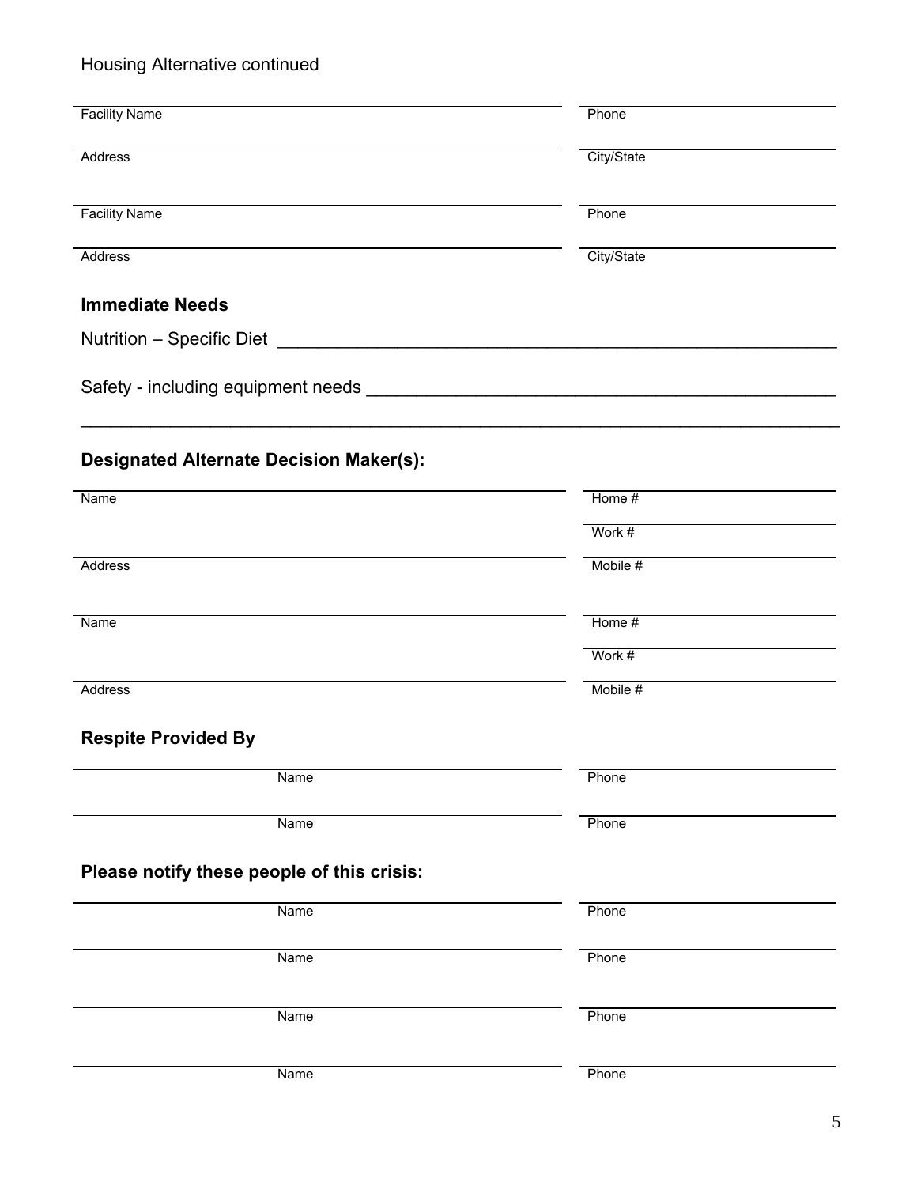Housing Alternative continued

| | |
|---|---|
| Facility Name | Phone |
| Address | City/State |

| | |
|---|---|
| Facility Name | Phone |
| Address | City/State |

### Immediate Needs

Nutrition – Specific Diet ______________________________________________________

Safety - including equipment needs ____________________________________________

______________________________________________________________________________

### Designated Alternate Decision Maker(s):

| | |
|---|---|
| Name | Home # |
| | Work # |
| Address | Mobile # |

| | |
|---|---|
| Name | Home # |
| | Work # |
| Address | Mobile # |

### Respite Provided By

| | |
|---|---|
| Name | Phone |
| Name | Phone |

### Please notify these people of this crisis:

| | |
|---|---|
| Name | Phone |
| Name | Phone |
| Name | Phone |
| Name | Phone |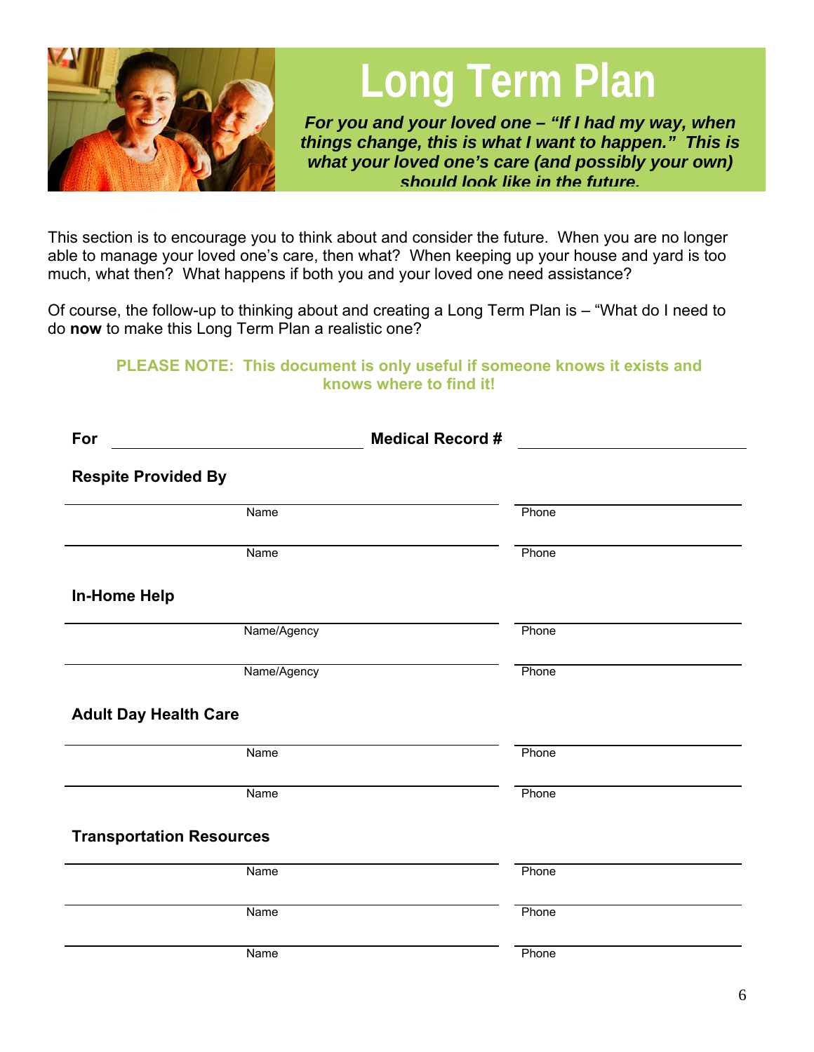# Long Term Plan

***For you and your loved one – "If I had my way, when things change, this is what I want to happen." This is what your loved one's care (and possibly your own) should look like in the future.***

This section is to encourage you to think about and consider the future. When you are no longer able to manage your loved one's care, then what? When keeping up your house and yard is too much, what then? What happens if both you and your loved one need assistance?

Of course, the follow-up to thinking about and creating a Long Term Plan is – "What do I need to do **now** to make this Long Term Plan a realistic one?

**PLEASE NOTE: This document is only useful if someone knows it exists and knows where to find it!**

**For** ______________________ **Medical Record #** ______________________

**Respite Provided By**

| Name | Phone |
|---|---|
| | |
| | |

**In-Home Help**

| Name/Agency | Phone |
|---|---|
| | |
| | |

**Adult Day Health Care**

| Name | Phone |
|---|---|
| | |
| | |

**Transportation Resources**

| Name | Phone |
|---|---|
| | |
| | |
| | |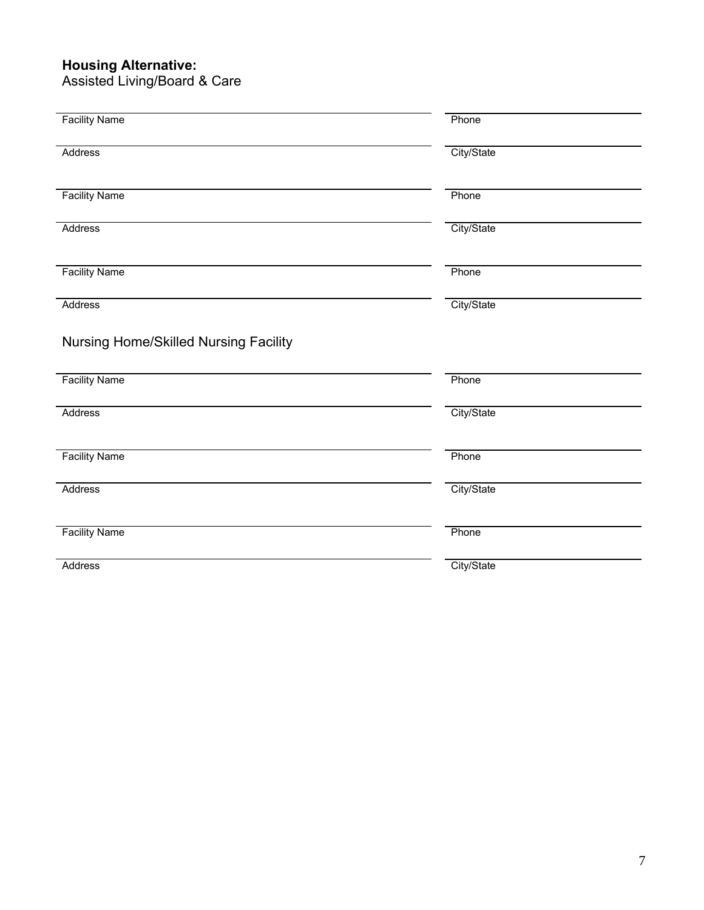**Housing Alternative:**
Assisted Living/Board & Care

| Facility Name | Phone |
|---|---|
| Address | City/State |

| Facility Name | Phone |
|---|---|
| Address | City/State |

| Facility Name | Phone |
|---|---|
| Address | City/State |

Nursing Home/Skilled Nursing Facility

| Facility Name | Phone |
|---|---|
| Address | City/State |

| Facility Name | Phone |
|---|---|
| Address | City/State |

| Facility Name | Phone |
|---|---|
| Address | City/State |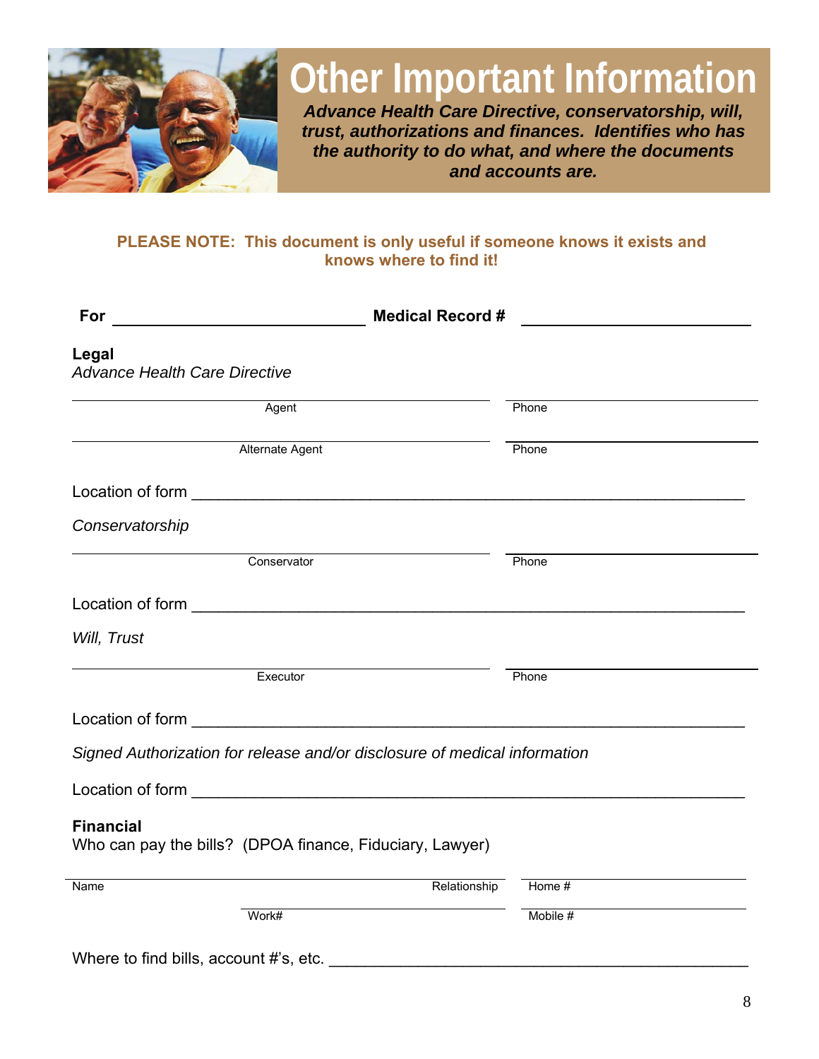# Other Important Information

***Advance Health Care Directive, conservatorship, will, trust, authorizations and finances. Identifies who has the authority to do what, and where the documents and accounts are.***

**PLEASE NOTE: This document is only useful if someone knows it exists and knows where to find it!**

**For** ______________________________ **Medical Record #** ______________________________

**Legal**

*Advance Health Care Directive*

__________________________________________ __________________________
Agent Phone

__________________________________________ __________________________
Alternate Agent Phone

Location of form _______________________________________________________________

*Conservatorship*

__________________________________________ __________________________
Conservator Phone

Location of form _______________________________________________________________

*Will, Trust*

__________________________________________ __________________________
Executor Phone

Location of form _______________________________________________________________

*Signed Authorization for release and/or disclosure of medical information*

Location of form _______________________________________________________________

**Financial**

Who can pay the bills? (DPOA finance, Fiduciary, Lawyer)

__________________________________________ __________________________
Name Relationship Home #

__________________________ __________________________
Work# Mobile #

Where to find bills, account #'s, etc. ___________________________________________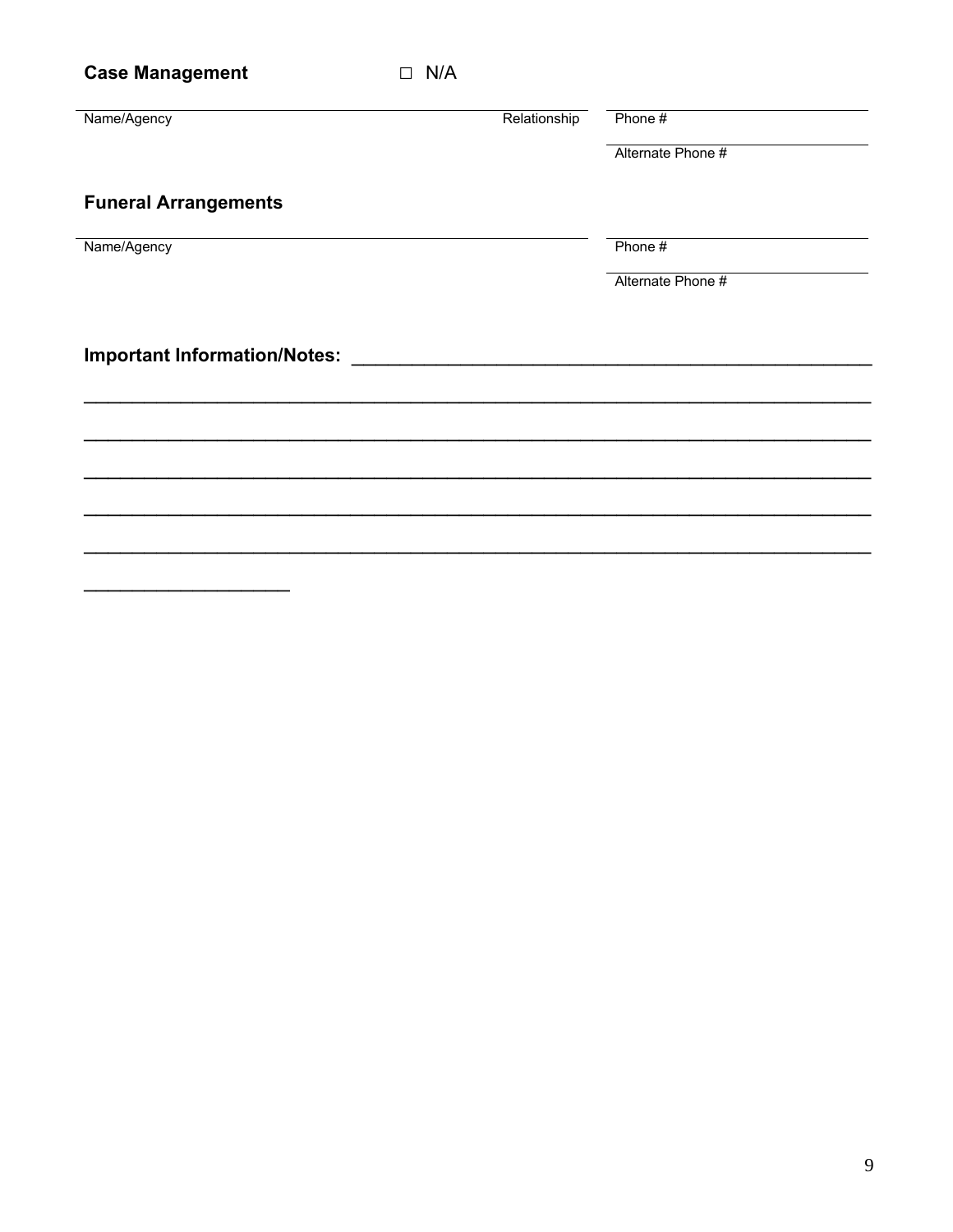**Case Management** ☐ N/A

Name/Agency ______________________ Relationship ______________________ Phone # ______________________

Alternate Phone # ______________________

**Funeral Arrangements**

Name/Agency ______________________ Phone # ______________________

Alternate Phone # ______________________

**Important Information/Notes:** ______________________________________________

______________________________________________________________________

______________________________________________________________________

______________________________________________________________________

______________________________________________________________________

______________________________________________________________________

____________________